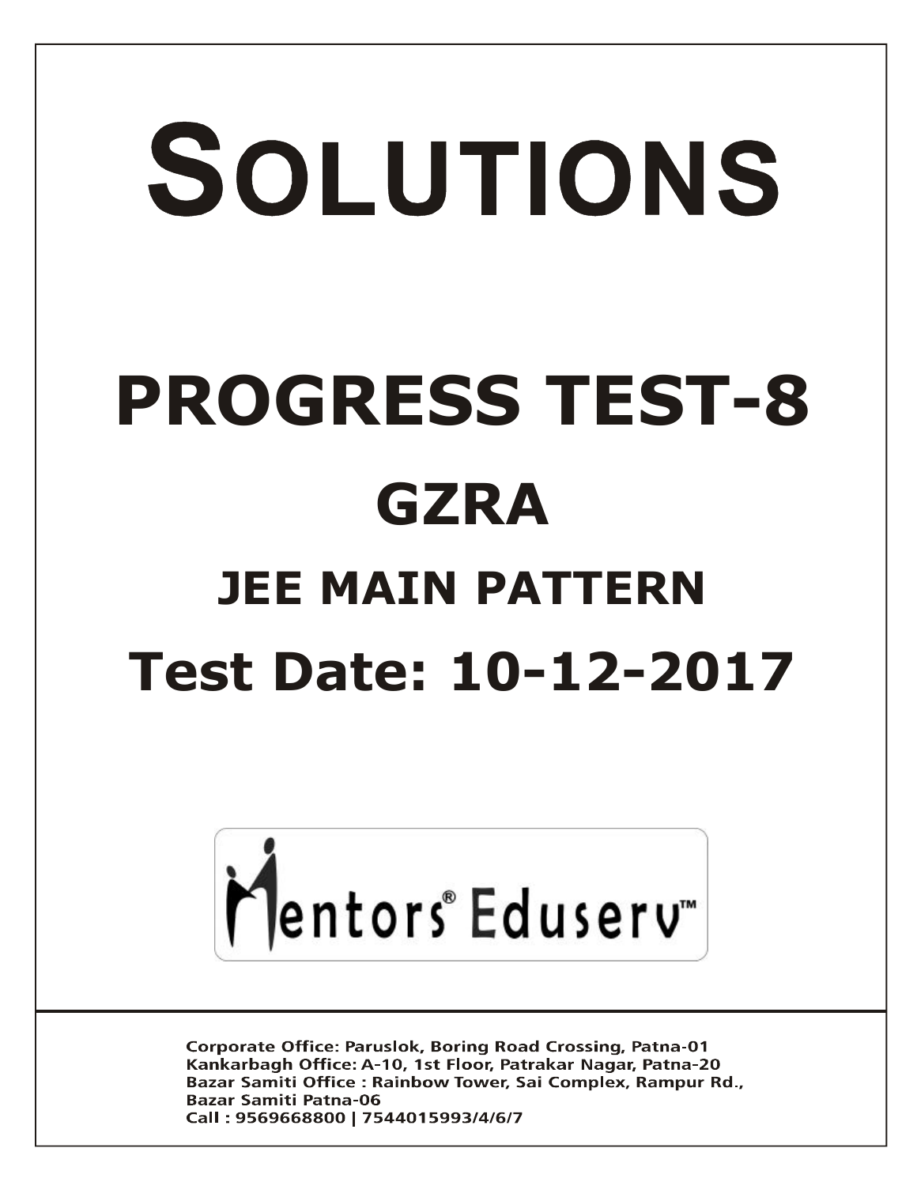# SOLUTIONS

# PROGRESS TEST-8

## GZRA

## JEE MAIN PATTERN

## Test Date: 10-12-2017

Mentors® Eduserv™

Corporate Office: Paruslok, Boring Road Crossing, Patna-01
Kankarbagh Office: A-10, 1st Floor, Patrakar Nagar, Patna-20
Bazar Samiti Office : Rainbow Tower, Sai Complex, Rampur Rd., Bazar Samiti Patna-06
Call : 9569668800 | 7544015993/4/6/7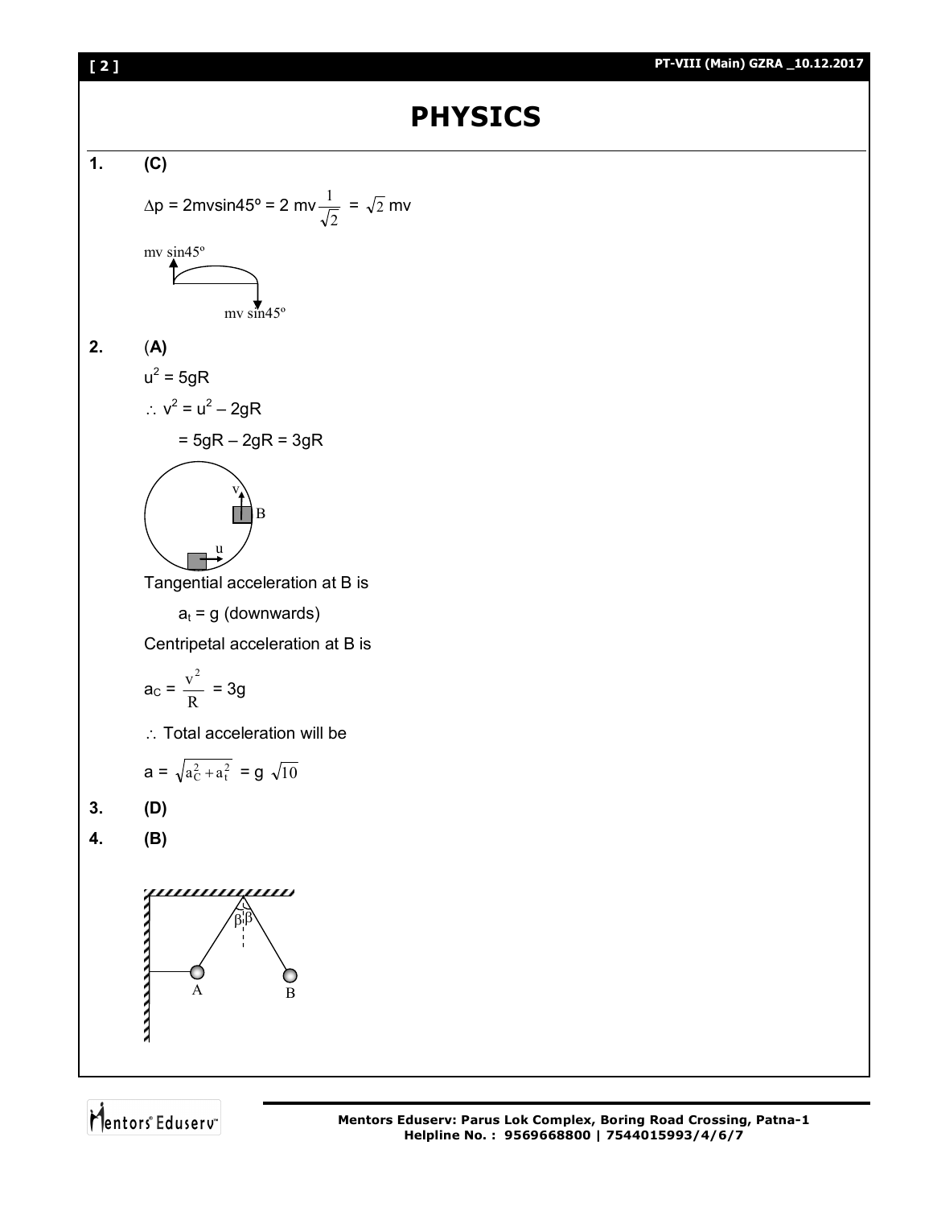# PHYSICS

**1.** **(C)**

$\Delta p = 2mv\sin 45^\circ = 2\,mv\frac{1}{\sqrt{2}} = \sqrt{2}\,mv$

mv sin45°

mv sin45°

**2.** **(A)**

$u^2 = 5gR$

$\therefore\ v^2 = u^2 - 2gR$

$= 5gR - 2gR = 3gR$

Tangential acceleration at B is

$a_t = g$ (downwards)

Centripetal acceleration at B is

$a_C = \frac{v^2}{R} = 3g$

$\therefore$ Total acceleration will be

$a = \sqrt{a_C^2 + a_t^2} = g\,\sqrt{10}$

**3.** **(D)**

**4.** **(B)**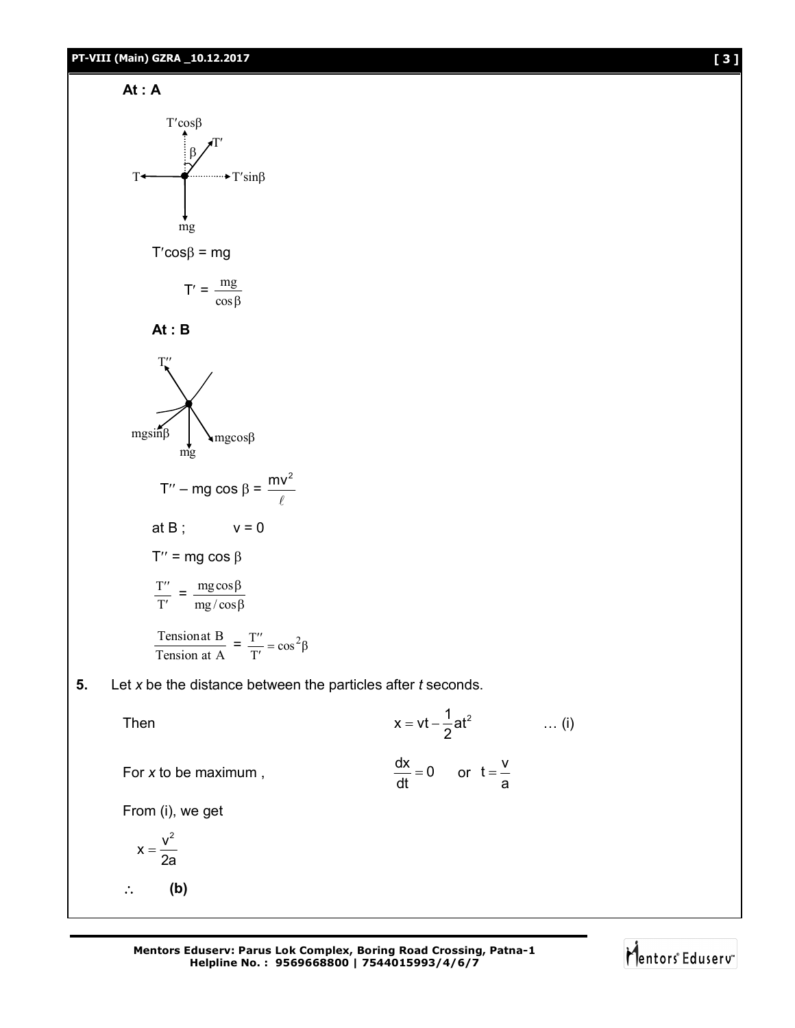**At : A**

$$T'\cos\beta = mg$$

$$T' = \frac{mg}{\cos\beta}$$

**At : B**

$$T'' - mg\cos\beta = \frac{mv^2}{\ell}$$

at B ; $\quad v = 0$

$$T'' = mg\cos\beta$$

$$\frac{T''}{T'} = \frac{mg\cos\beta}{mg/\cos\beta}$$

$$\frac{\text{Tension at B}}{\text{Tension at A}} = \frac{T''}{T'} = \cos^2\beta$$

**5.** Let $x$ be the distance between the particles after $t$ seconds.

Then
$$x = vt - \frac{1}{2}at^2 \qquad \ldots \text{(i)}$$

For $x$ to be maximum,
$$\frac{dx}{dt} = 0 \quad \text{or} \quad t = \frac{v}{a}$$

From (i), we get

$$x = \frac{v^2}{2a}$$

$\therefore$ **(b)**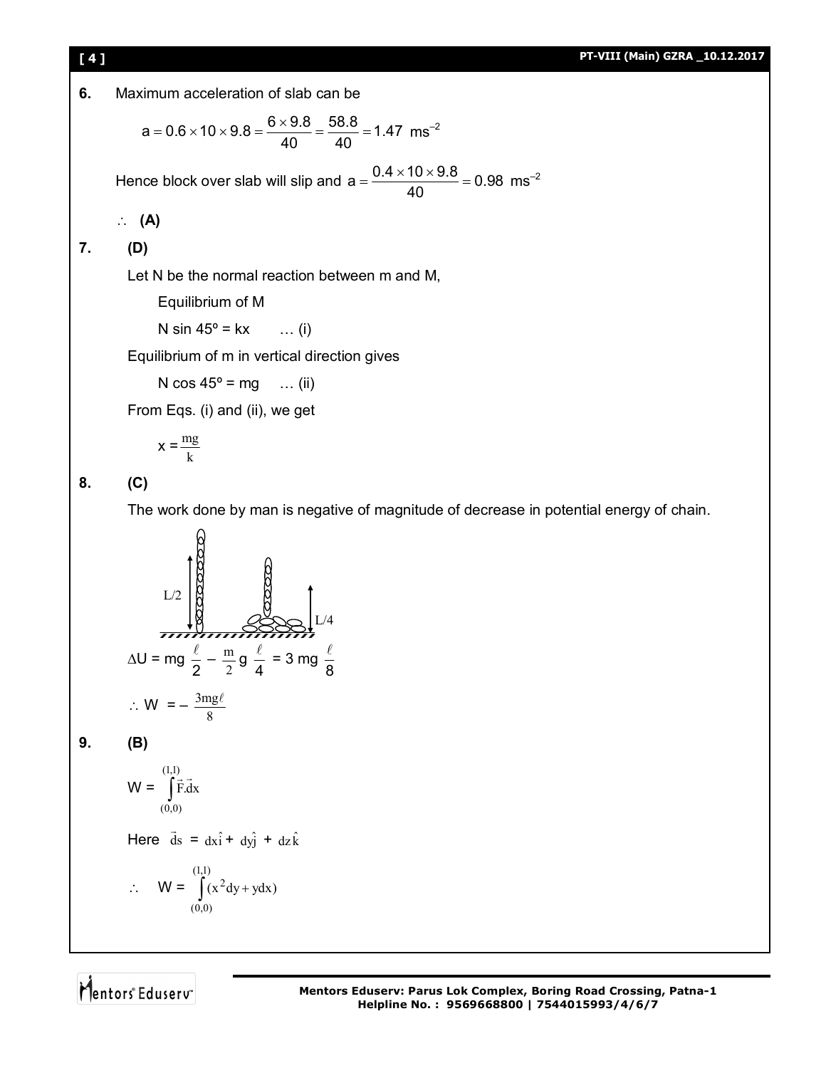**6.** Maximum acceleration of slab can be

$$a = 0.6 \times 10 \times 9.8 = \frac{6 \times 9.8}{40} = \frac{58.8}{40} = 1.47 \ \text{ms}^{-2}$$

Hence block over slab will slip and $a = \frac{0.4 \times 10 \times 9.8}{40} = 0.98 \ \text{ms}^{-2}$

$\therefore$ **(A)**

**7.** **(D)**

Let N be the normal reaction between m and M,

Equilibrium of M

N sin 45º = kx  … (i)

Equilibrium of m in vertical direction gives

N cos 45º = mg  … (ii)

From Eqs. (i) and (ii), we get

$x = \frac{mg}{k}$

**8.** **(C)**

The work done by man is negative of magnitude of decrease in potential energy of chain.

L/2  L/4

$\Delta U = mg\ \frac{\ell}{2} - \frac{m}{2} g\ \frac{\ell}{4} = 3\ mg\ \frac{\ell}{8}$

$\therefore\ W = -\frac{3mg\ell}{8}$

**9.** **(B)**

$W = \int_{(0,0)}^{(1,1)} \vec{F}.\vec{d}x$

Here $\vec{d}s = dx\hat{i} + dy\hat{j} + dz\hat{k}$

$\therefore\quad W = \int_{(0,0)}^{(1,1)} (x^2 dy + y dx)$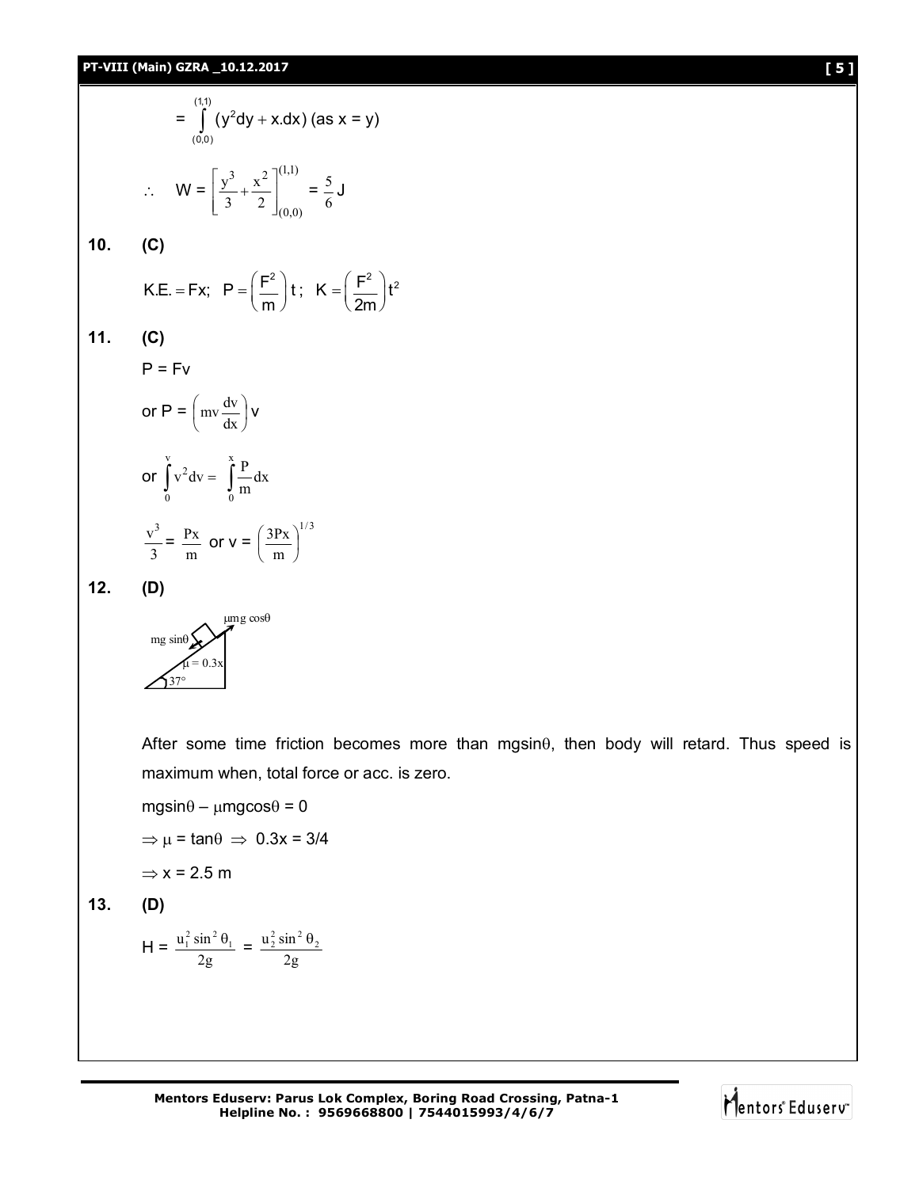$$= \int_{(0,0)}^{(1,1)} (y^2 dy + x.dx) \text{ (as x = y)}$$

$$\therefore \quad W = \left[\frac{y^3}{3} + \frac{x^2}{2}\right]_{(0,0)}^{(1,1)} = \frac{5}{6} \text{ J}$$

**10. (C)**

$$K.E. = Fx; \quad P = \left(\frac{F^2}{m}\right)t; \quad K = \left(\frac{F^2}{2m}\right)t^2$$

**11. (C)**

$P = Fv$

or $P = \left(mv\frac{dv}{dx}\right)v$

or $\int_0^v v^2 dv = \int_0^x \frac{P}{m} dx$

$\frac{v^3}{3} = \frac{Px}{m}$ or $v = \left(\frac{3Px}{m}\right)^{1/3}$

**12. (D)**

After some time friction becomes more than mgsinθ, then body will retard. Thus speed is maximum when, total force or acc. is zero.

$mg\sin\theta - \mu mg\cos\theta = 0$

$\Rightarrow \mu = \tan\theta \Rightarrow 0.3x = 3/4$

$\Rightarrow x = 2.5$ m

**13. (D)**

$$H = \frac{u_1^2 \sin^2\theta_1}{2g} = \frac{u_2^2 \sin^2\theta_2}{2g}$$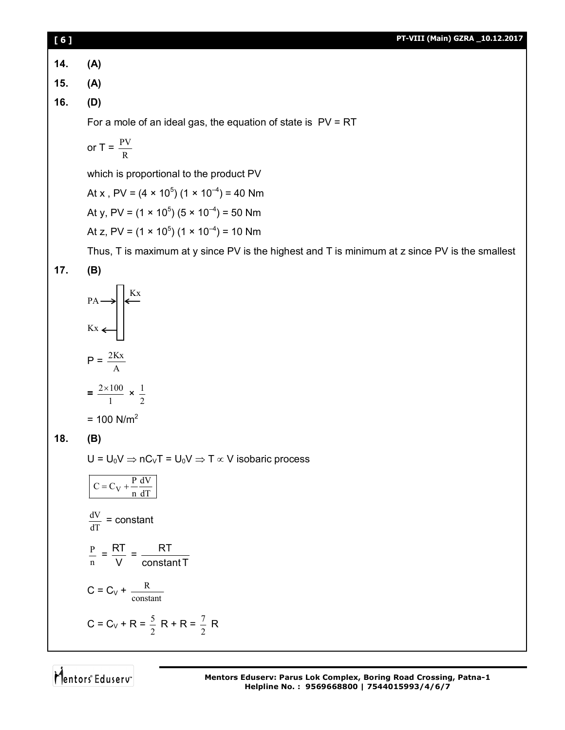**14.** **(A)**

**15.** **(A)**

**16.** **(D)**

For a mole of an ideal gas, the equation of state is $PV = RT$

or $T = \frac{PV}{R}$

which is proportional to the product PV

At x, $PV = (4 \times 10^5)(1 \times 10^{-4}) = 40$ Nm

At y, $PV = (1 \times 10^5)(5 \times 10^{-4}) = 50$ Nm

At z, $PV = (1 \times 10^5)(1 \times 10^{-4}) = 10$ Nm

Thus, T is maximum at y since PV is the highest and T is minimum at z since PV is the smallest

**17.** **(B)**

PA → | ← Kx

Kx ←

$P = \frac{2Kx}{A}$

$= \frac{2 \times 100}{1} \times \frac{1}{2}$

$= 100$ N/m$^2$

**18.** **(B)**

$U = U_0V \Rightarrow nC_VT = U_0V \Rightarrow T \propto V$ isobaric process

$$\boxed{C = C_V + \frac{P}{n}\frac{dV}{dT}}$$

$\frac{dV}{dT} = \text{constant}$

$\frac{P}{n} = \frac{RT}{V} = \frac{RT}{\text{constant}\,T}$

$C = C_V + \frac{R}{\text{constant}}$

$C = C_V + R = \frac{5}{2}R + R = \frac{7}{2}R$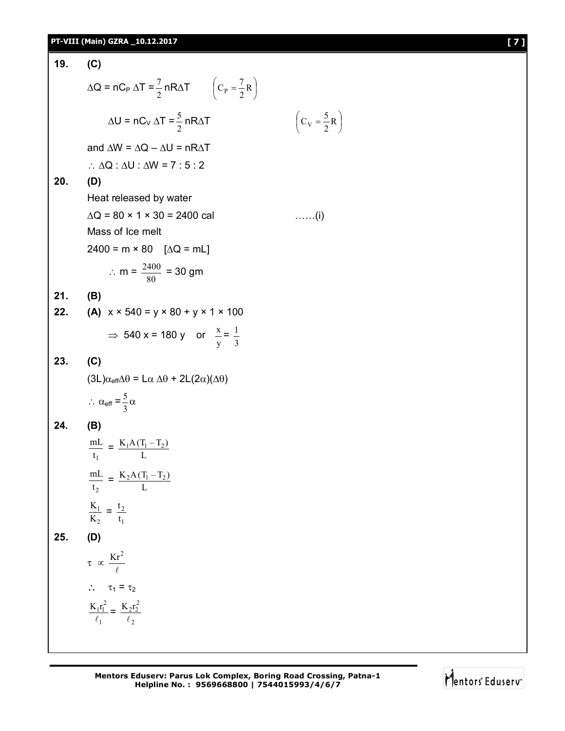**19.** **(C)**

$\Delta Q = nC_P \, \Delta T = \frac{7}{2} nR\Delta T \qquad \left(C_P = \frac{7}{2}R\right)$

$\Delta U = nC_V \, \Delta T = \frac{5}{2} nR\Delta T \qquad \left(C_V = \frac{5}{2}R\right)$

and $\Delta W = \Delta Q - \Delta U = nR\Delta T$

$\therefore \Delta Q : \Delta U : \Delta W = 7 : 5 : 2$

**20.** **(D)**

Heat released by water

$\Delta Q = 80 \times 1 \times 30 = 2400$ cal ……(i)

Mass of Ice melt

$2400 = m \times 80 \quad [\Delta Q = mL]$

$\therefore m = \frac{2400}{80} = 30$ gm

**21.** **(B)**

**22.** **(A)** $x \times 540 = y \times 80 + y \times 1 \times 100$

$\Rightarrow 540x = 180y \quad$ or $\quad \frac{x}{y} = \frac{1}{3}$

**23.** **(C)**

$(3L)\alpha_{eff}\Delta\theta = L\alpha \, \Delta\theta + 2L(2\alpha)(\Delta\theta)$

$\therefore \alpha_{eff} = \frac{5}{3}\alpha$

**24.** **(B)**

$\frac{mL}{t_1} = \frac{K_1 A (T_1 - T_2)}{L}$

$\frac{mL}{t_2} = \frac{K_2 A (T_1 - T_2)}{L}$

$\frac{K_1}{K_2} = \frac{t_2}{t_1}$

**25.** **(D)**

$\tau \propto \frac{Kr^2}{\ell}$

$\therefore \quad \tau_1 = \tau_2$

$\frac{K_1 r_1^2}{\ell_1} = \frac{K_2 r_2^2}{\ell_2}$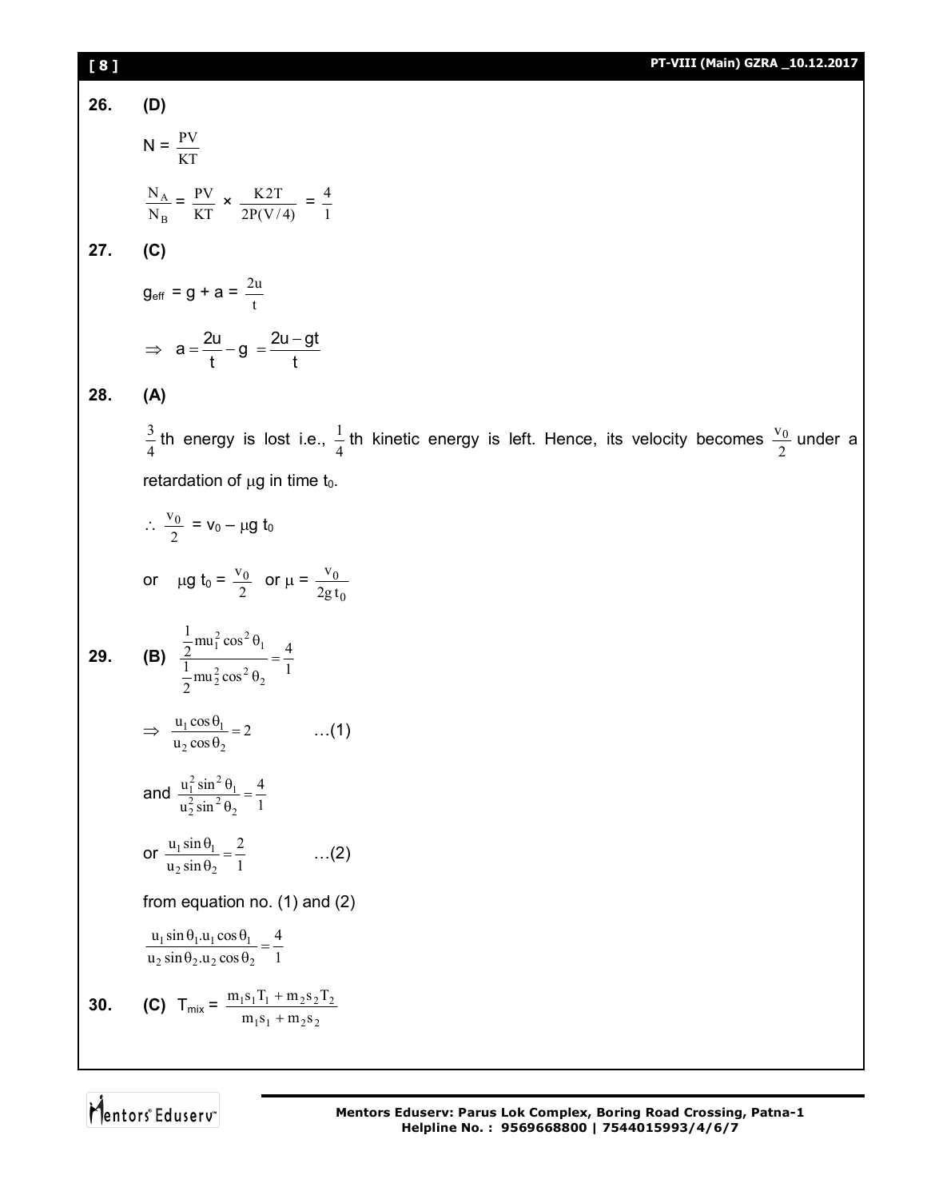**26.** **(D)**

$N = \frac{PV}{KT}$

$\frac{N_A}{N_B} = \frac{PV}{KT} \times \frac{K2T}{2P(V/4)} = \frac{4}{1}$

**27.** **(C)**

$g_{eff} = g + a = \frac{2u}{t}$

$\Rightarrow \ a = \frac{2u}{t} - g = \frac{2u - gt}{t}$

**28.** **(A)**

$\frac{3}{4}$th energy is lost i.e., $\frac{1}{4}$th kinetic energy is left. Hence, its velocity becomes $\frac{v_0}{2}$ under a retardation of $\mu g$ in time $t_0$.

$\therefore \ \frac{v_0}{2} = v_0 - \mu g \, t_0$

or $\quad \mu g \, t_0 = \frac{v_0}{2}$ or $\mu = \frac{v_0}{2g\,t_0}$

**29.** **(B)** $\frac{\frac{1}{2}mu_1^2 \cos^2\theta_1}{\frac{1}{2}mu_2^2 \cos^2\theta_2} = \frac{4}{1}$

$\Rightarrow \ \frac{u_1 \cos\theta_1}{u_2 \cos\theta_2} = 2 \qquad \ldots(1)$

and $\frac{u_1^2 \sin^2\theta_1}{u_2^2 \sin^2\theta_2} = \frac{4}{1}$

or $\frac{u_1 \sin\theta_1}{u_2 \sin\theta_2} = \frac{2}{1} \qquad \ldots(2)$

from equation no. (1) and (2)

$\frac{u_1 \sin\theta_1 . u_1 \cos\theta_1}{u_2 \sin\theta_2 . u_2 \cos\theta_2} = \frac{4}{1}$

**30.** **(C)** $T_{mix} = \frac{m_1 s_1 T_1 + m_2 s_2 T_2}{m_1 s_1 + m_2 s_2}$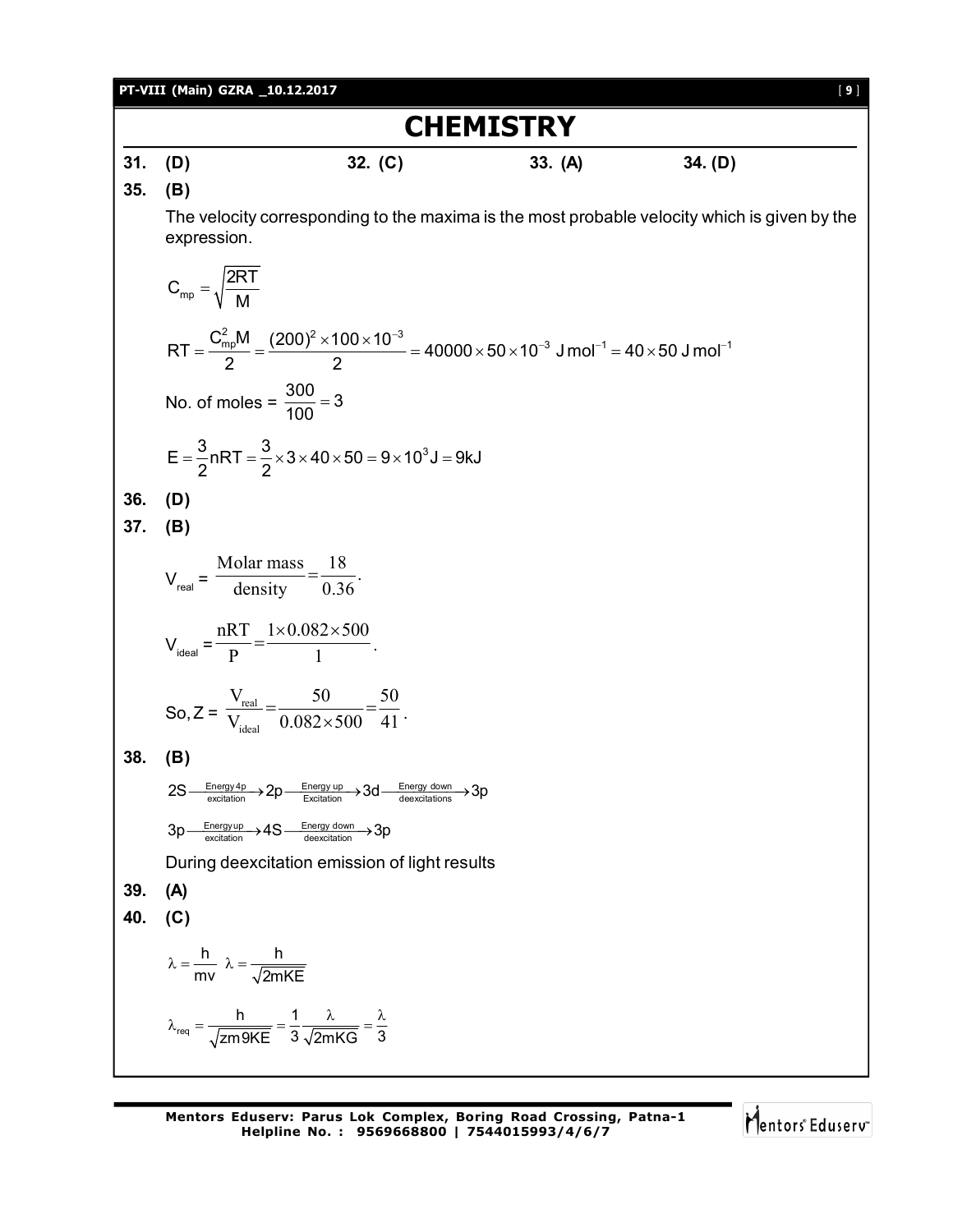# CHEMISTRY

**31.** **(D)** **32.** **(C)** **33.** **(A)** **34.** **(D)**

**35.** **(B)**

The velocity corresponding to the maxima is the most probable velocity which is given by the expression.

$$C_{mp} = \sqrt{\frac{2RT}{M}}$$

$$RT = \frac{C_{mp}^2 M}{2} = \frac{(200)^2 \times 100 \times 10^{-3}}{2} = 40000 \times 50 \times 10^{-3}\ \text{J mol}^{-1} = 40 \times 50\ \text{J mol}^{-1}$$

No. of moles = $\frac{300}{100} = 3$

$$E = \frac{3}{2}nRT = \frac{3}{2} \times 3 \times 40 \times 50 = 9 \times 10^3\,\text{J} = 9\text{kJ}$$

**36.** **(D)**

**37.** **(B)**

$V_{real} = \frac{\text{Molar mass}}{\text{density}} = \frac{18}{0.36}.$

$V_{ideal} = \frac{nRT}{P} = \frac{1 \times 0.082 \times 500}{1}.$

So, $Z = \frac{V_{real}}{V_{ideal}} = \frac{50}{0.082 \times 500} = \frac{50}{41}.$

**38.** **(B)**

$2S \xrightarrow[\text{excitation}]{\text{Energy 4p}} 2p \xrightarrow[\text{Excitation}]{\text{Energy up}} 3d \xrightarrow[\text{deexcitations}]{\text{Energy down}} 3p$

$3p \xrightarrow[\text{excitation}]{\text{Energyup}} 4S \xrightarrow[\text{deexcitation}]{\text{Energy down}} 3p$

During deexcitation emission of light results

**39.** **(A)**

**40.** **(C)**

$\lambda = \frac{h}{mv}\ \ \lambda = \frac{h}{\sqrt{2mKE}}$

$\lambda_{req} = \frac{h}{\sqrt{zm9KE}} = \frac{1}{3}\frac{\lambda}{\sqrt{2mKG}} = \frac{\lambda}{3}$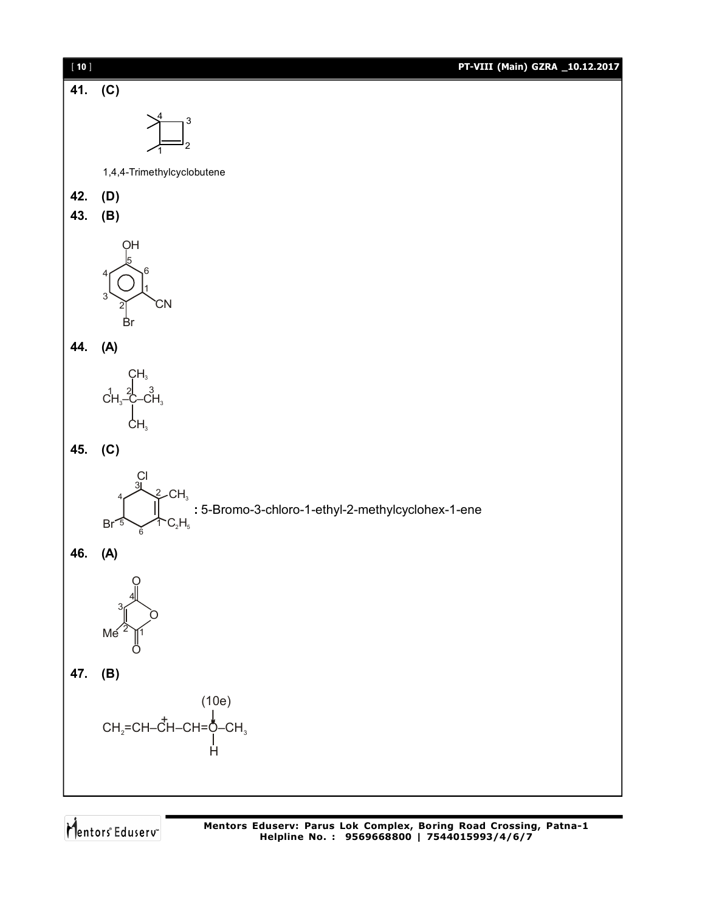**41. (C)**

1,4,4-Trimethylcyclobutene

**42. (D)**

**43. (B)**

**44. (A)**

$$\overset{1}{CH_3}-\overset{2}{\underset{CH_3}{\overset{CH_3}{C}}}-\overset{3}{CH_3}$$

**45. (C)**

**:** 5-Bromo-3-chloro-1-ethyl-2-methylcyclohex-1-ene

**46. (A)**

**47. (B)**

$$CH_2{=}CH{-}\overset{+}{C}H{-}CH{=}\underset{H}{\underset{|}{\overset{(10e)}{O}}}{-}CH_3$$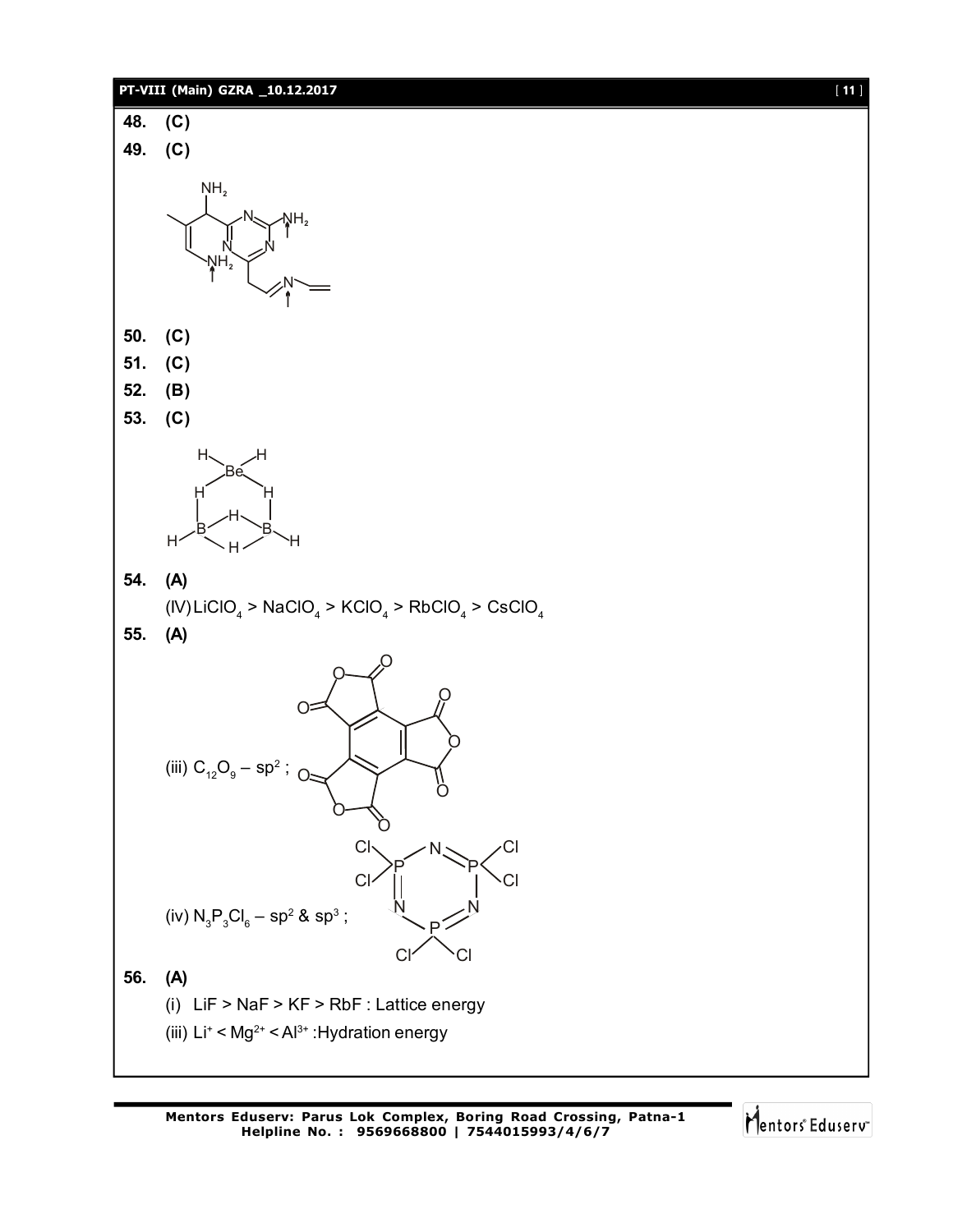**48. (C)**

**49. (C)**

**50. (C)**

**51. (C)**

**52. (B)**

**53. (C)**

**54. (A)**

(IV) $LiClO_4 > NaClO_4 > KClO_4 > RbClO_4 > CsClO_4$

**55. (A)**

(iii) $C_{12}O_9$ – $sp^2$ ;

(iv) $N_3P_3Cl_6$ – $sp^2$ & $sp^3$ ;

**56. (A)**

(i) LiF > NaF > KF > RbF : Lattice energy

(iii) $Li^+ < Mg^{2+} < Al^{3+}$ :Hydration energy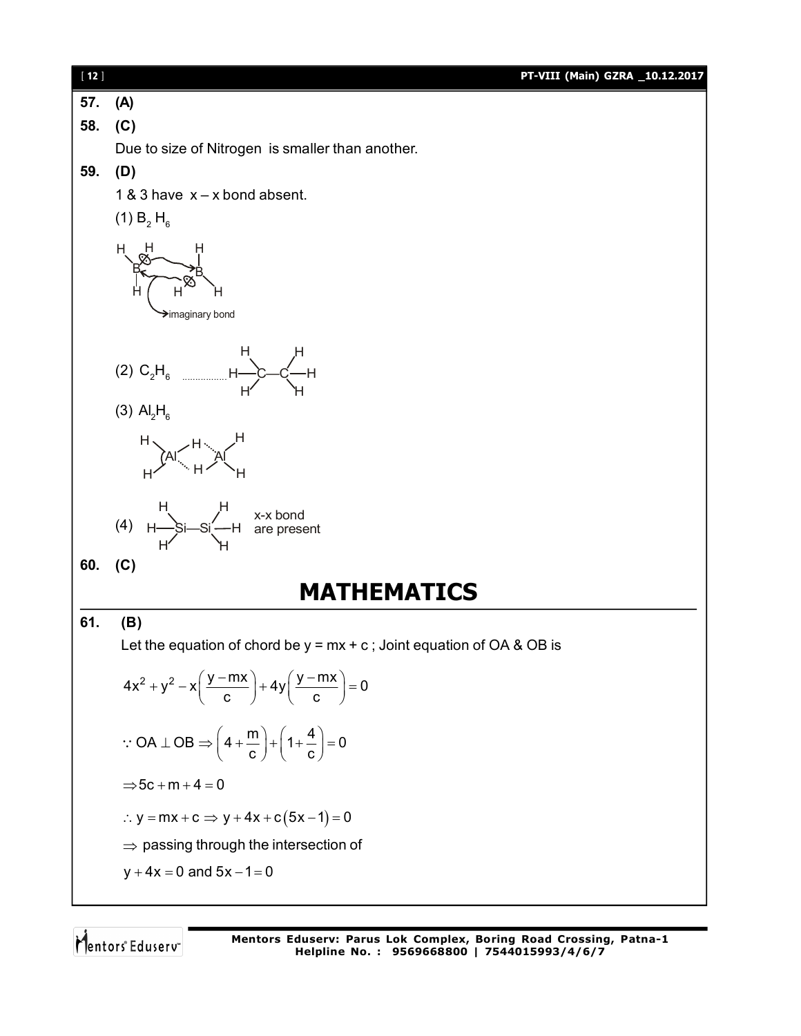**57. (A)**

**58. (C)**

Due to size of Nitrogen is smaller than another.

**59. (D)**

1 & 3 have x – x bond absent.

(1) $B_2H_6$

imaginary bond

(2) $C_2H_6$ ................ H—C—C—H

(3) $Al_2H_6$

(4) H—Si—Si—H   x-x bond are present

**60. (C)**

# MATHEMATICS

**61. (B)**

Let the equation of chord be y = mx + c ; Joint equation of OA & OB is

$$4x^2 + y^2 - x\left(\frac{y - mx}{c}\right) + 4y\left(\frac{y - mx}{c}\right) = 0$$

$$\because OA \perp OB \Rightarrow \left(4 + \frac{m}{c}\right) + \left(1 + \frac{4}{c}\right) = 0$$

$$\Rightarrow 5c + m + 4 = 0$$

$$\therefore y = mx + c \Rightarrow y + 4x + c(5x - 1) = 0$$

$\Rightarrow$ passing through the intersection of

$y + 4x = 0$ and $5x - 1 = 0$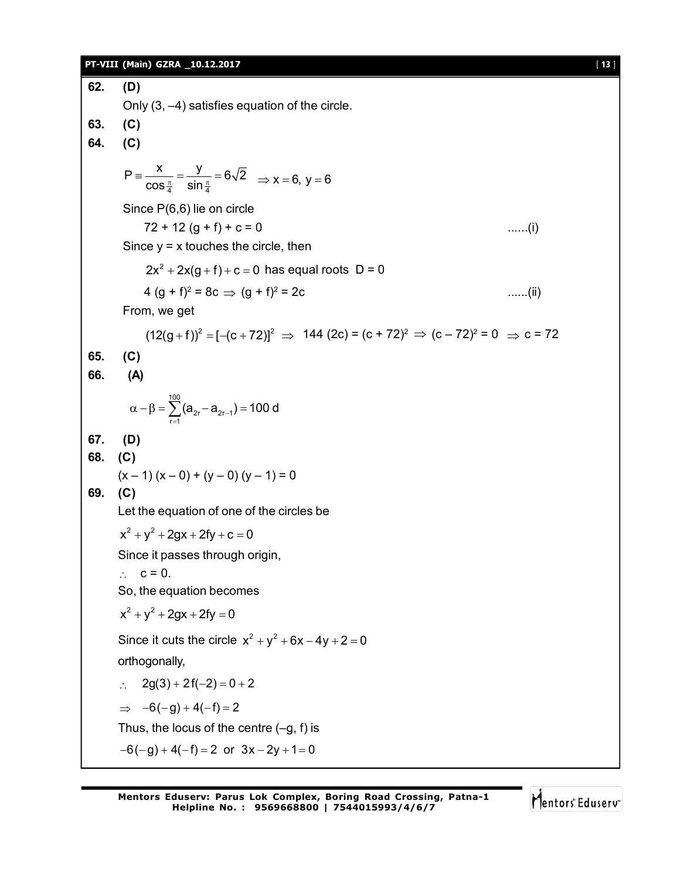**62.** **(D)**

Only (3, –4) satisfies equation of the circle.

**63.** **(C)**

**64.** **(C)**

$$P \equiv \frac{x}{\cos\frac{\pi}{4}} = \frac{y}{\sin\frac{\pi}{4}} = 6\sqrt{2} \Rightarrow x = 6,\ y = 6$$

Since P(6,6) lie on circle

$72 + 12(g + f) + c = 0$ ......(i)

Since y = x touches the circle, then

$2x^2 + 2x(g+f) + c = 0$ has equal roots D = 0

$4(g + f)^2 = 8c \Rightarrow (g + f)^2 = 2c$ ......(ii)

From, we get

$$(12(g+f))^2 = [-(c+72)]^2 \Rightarrow 144(2c) = (c + 72)^2 \Rightarrow (c - 72)^2 = 0 \Rightarrow c = 72$$

**65.** **(C)**

**66.** **(A)**

$$\alpha - \beta = \sum_{r=1}^{100}(a_{2r} - a_{2r-1}) = 100\,d$$

**67.** **(D)**

**68.** **(C)**

$(x - 1)(x - 0) + (y - 0)(y - 1) = 0$

**69.** **(C)**

Let the equation of one of the circles be

$x^2 + y^2 + 2gx + 2fy + c = 0$

Since it passes through origin,

$\therefore$ c = 0.

So, the equation becomes

$x^2 + y^2 + 2gx + 2fy = 0$

Since it cuts the circle $x^2 + y^2 + 6x - 4y + 2 = 0$

orthogonally,

$\therefore\ 2g(3) + 2f(-2) = 0 + 2$

$\Rightarrow\ -6(-g) + 4(-f) = 2$

Thus, the locus of the centre (–g, f) is

$-6(-g) + 4(-f) = 2$ or $3x - 2y + 1 = 0$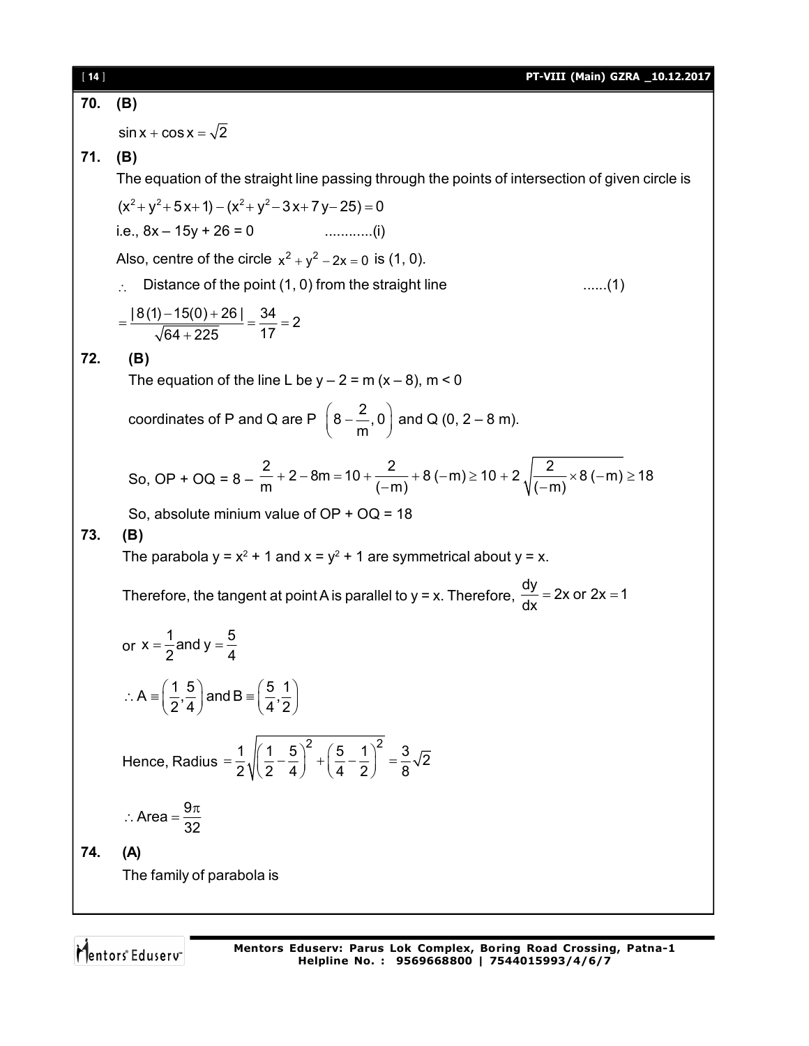**70. (B)**

$\sin x + \cos x = \sqrt{2}$

**71. (B)**

The equation of the straight line passing through the points of intersection of given circle is

$(x^2 + y^2 + 5x + 1) - (x^2 + y^2 - 3x + 7y - 25) = 0$

i.e., $8x - 15y + 26 = 0$ ............(i)

Also, centre of the circle $x^2 + y^2 - 2x = 0$ is (1, 0).

$\therefore$ Distance of the point (1, 0) from the straight line ......(1)

$= \dfrac{|8(1) - 15(0) + 26|}{\sqrt{64 + 225}} = \dfrac{34}{17} = 2$

**72. (B)**

The equation of the line L be $y - 2 = m(x - 8)$, $m < 0$

coordinates of P and Q are P $\left(8 - \dfrac{2}{m}, 0\right)$ and Q $(0, 2 - 8m)$.

So, OP + OQ = $8 - \dfrac{2}{m} + 2 - 8m = 10 + \dfrac{2}{(-m)} + 8(-m) \geq 10 + 2\sqrt{\dfrac{2}{(-m)} \times 8(-m)} \geq 18$

So, absolute minium value of OP + OQ = 18

**73. (B)**

The parabola $y = x^2 + 1$ and $x = y^2 + 1$ are symmetrical about $y = x$.

Therefore, the tangent at point A is parallel to $y = x$. Therefore, $\dfrac{dy}{dx} = 2x$ or $2x = 1$

or $x = \dfrac{1}{2}$ and $y = \dfrac{5}{4}$

$\therefore A \equiv \left(\dfrac{1}{2}, \dfrac{5}{4}\right)$ and $B \equiv \left(\dfrac{5}{4}, \dfrac{1}{2}\right)$

Hence, Radius $= \dfrac{1}{2}\sqrt{\left(\dfrac{1}{2} - \dfrac{5}{4}\right)^2 + \left(\dfrac{5}{4} - \dfrac{1}{2}\right)^2} = \dfrac{3}{8}\sqrt{2}$

$\therefore \text{Area} = \dfrac{9\pi}{32}$

**74. (A)**

The family of parabola is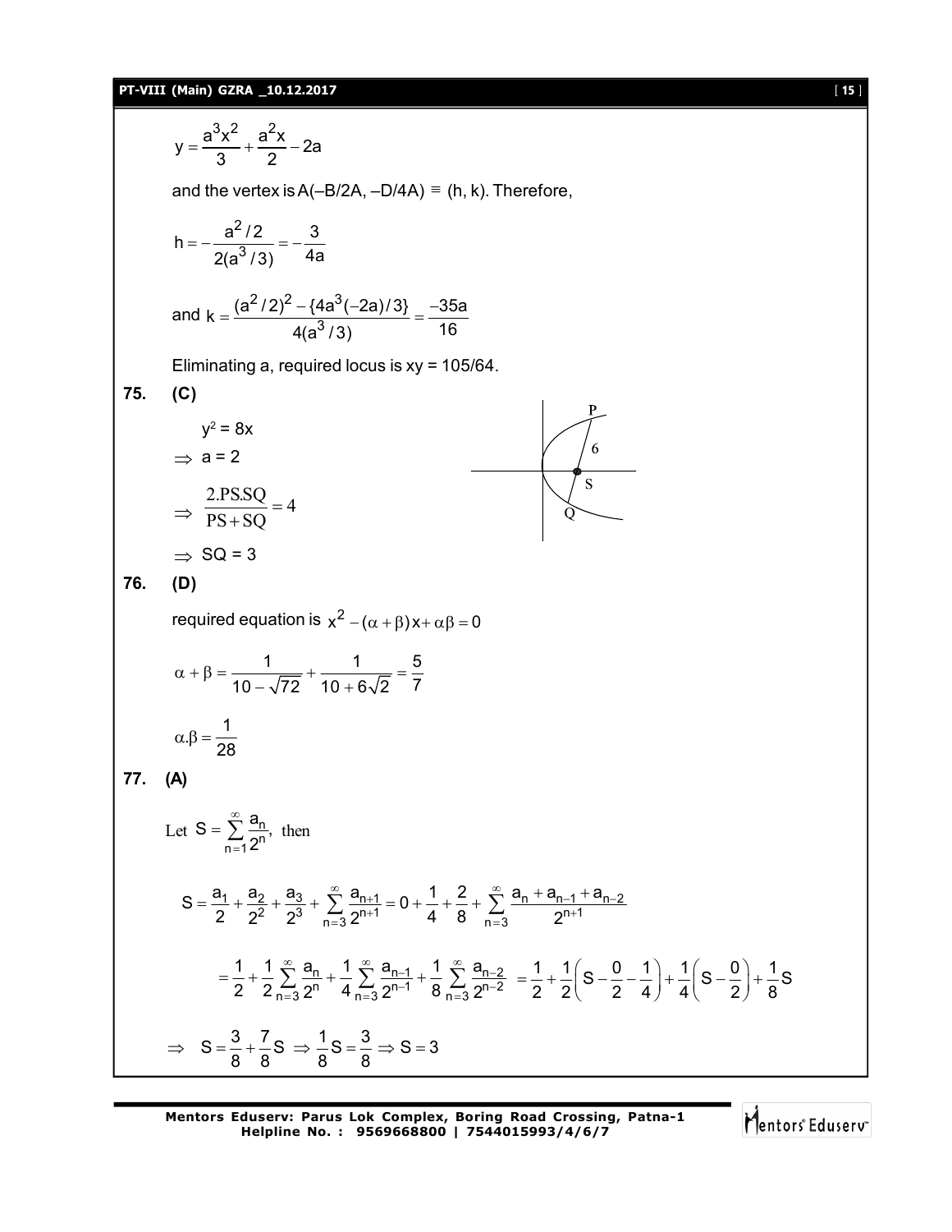$$y = \frac{a^3x^2}{3} + \frac{a^2x}{2} - 2a$$

and the vertex is A(–B/2A, –D/4A) ≡ (h, k). Therefore,

$$h = -\frac{a^2/2}{2(a^3/3)} = -\frac{3}{4a}$$

and $k = \frac{(a^2/2)^2 - \{4a^3(-2a)/3\}}{4(a^3/3)} = \frac{-35a}{16}$

Eliminating a, required locus is xy = 105/64.

**75. (C)**

$y^2 = 8x$

$\Rightarrow a = 2$

$\Rightarrow \frac{2.PS.SQ}{PS + SQ} = 4$

$\Rightarrow SQ = 3$

**76. (D)**

required equation is $x^2 - (\alpha + \beta)x + \alpha\beta = 0$

$$\alpha + \beta = \frac{1}{10 - \sqrt{72}} + \frac{1}{10 + 6\sqrt{2}} = \frac{5}{7}$$

$$\alpha.\beta = \frac{1}{28}$$

**77. (A)**

Let $S = \sum_{n=1}^{\infty} \frac{a_n}{2^n}$, then

$$S = \frac{a_1}{2} + \frac{a_2}{2^2} + \frac{a_3}{2^3} + \sum_{n=3}^{\infty} \frac{a_{n+1}}{2^{n+1}} = 0 + \frac{1}{4} + \frac{2}{8} + \sum_{n=3}^{\infty} \frac{a_n + a_{n-1} + a_{n-2}}{2^{n+1}}$$

$$= \frac{1}{2} + \frac{1}{2}\sum_{n=3}^{\infty} \frac{a_n}{2^n} + \frac{1}{4}\sum_{n=3}^{\infty} \frac{a_{n-1}}{2^{n-1}} + \frac{1}{8}\sum_{n=3}^{\infty} \frac{a_{n-2}}{2^{n-2}} = \frac{1}{2} + \frac{1}{2}\left(S - \frac{0}{2} - \frac{1}{4}\right) + \frac{1}{4}\left(S - \frac{0}{2}\right) + \frac{1}{8}S$$

$$\Rightarrow \quad S = \frac{3}{8} + \frac{7}{8}S \Rightarrow \frac{1}{8}S = \frac{3}{8} \Rightarrow S = 3$$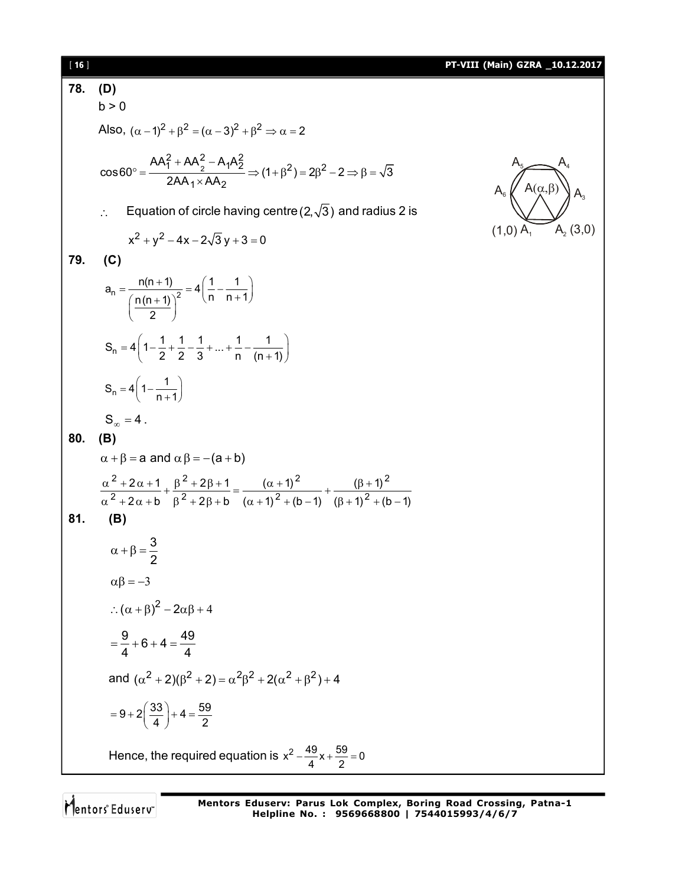**78. (D)**

b > 0

Also, $(\alpha-1)^2+\beta^2=(\alpha-3)^2+\beta^2 \Rightarrow \alpha=2$

$$\cos 60^\circ = \frac{AA_1^2+AA_2^2-A_1A_2^2}{2AA_1 \times AA_2} \Rightarrow (1+\beta^2)=2\beta^2-2 \Rightarrow \beta=\sqrt{3}$$

A5, A4, A6, $A(\alpha,\beta)$, A3, (1,0) A1, A2 (3,0)

$\therefore$ Equation of circle having centre $(2,\sqrt{3})$ and radius 2 is

$$x^2+y^2-4x-2\sqrt{3}\,y+3=0$$

**79. (C)**

$$a_n = \frac{n(n+1)}{\left(\frac{n(n+1)}{2}\right)^2} = 4\left(\frac{1}{n}-\frac{1}{n+1}\right)$$

$$S_n = 4\left(1-\frac{1}{2}+\frac{1}{2}-\frac{1}{3}+...+\frac{1}{n}-\frac{1}{(n+1)}\right)$$

$$S_n = 4\left(1-\frac{1}{n+1}\right)$$

$S_\infty = 4$.

**80. (B)**

$\alpha+\beta=a$ and $\alpha\beta=-(a+b)$

$$\frac{\alpha^2+2\alpha+1}{\alpha^2+2\alpha+b}+\frac{\beta^2+2\beta+1}{\beta^2+2\beta+b}=\frac{(\alpha+1)^2}{(\alpha+1)^2+(b-1)}+\frac{(\beta+1)^2}{(\beta+1)^2+(b-1)}$$

**81. (B)**

$$\alpha+\beta=\frac{3}{2}$$

$$\alpha\beta=-3$$

$$\therefore (\alpha+\beta)^2-2\alpha\beta+4$$

$$=\frac{9}{4}+6+4=\frac{49}{4}$$

and $(\alpha^2+2)(\beta^2+2)=\alpha^2\beta^2+2(\alpha^2+\beta^2)+4$

$$=9+2\left(\frac{33}{4}\right)+4=\frac{59}{2}$$

Hence, the required equation is $x^2-\frac{49}{4}x+\frac{59}{2}=0$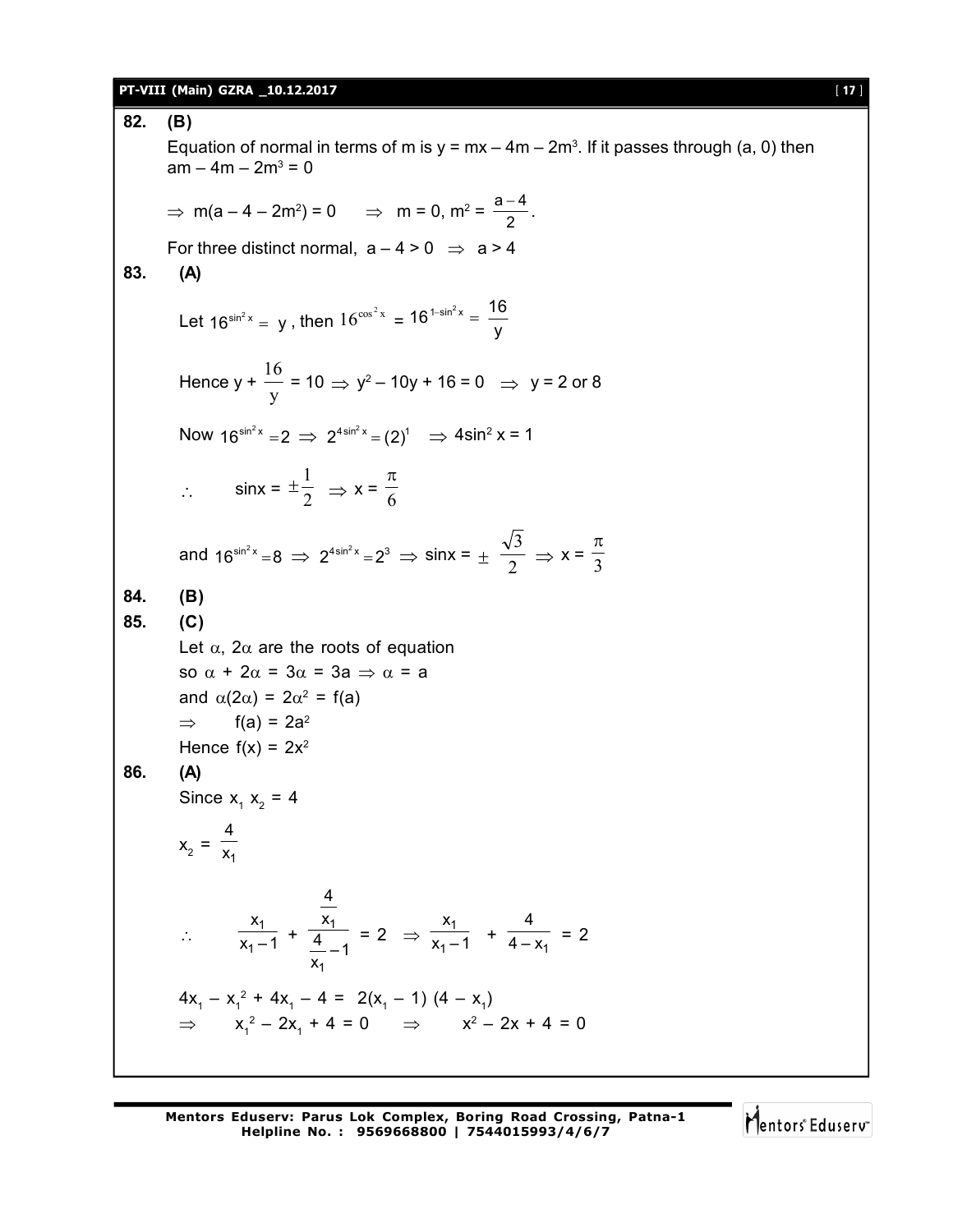**82. (B)**

Equation of normal in terms of m is $y = mx - 4m - 2m^3$. If it passes through (a, 0) then $am - 4m - 2m^3 = 0$

$\Rightarrow$ $m(a - 4 - 2m^2) = 0$ $\Rightarrow$ $m = 0, m^2 = \frac{a-4}{2}$.

For three distinct normal, $a - 4 > 0$ $\Rightarrow$ $a > 4$

**83. (A)**

Let $16^{\sin^2 x} = y$, then $16^{\cos^2 x} = 16^{1-\sin^2 x} = \frac{16}{y}$

Hence $y + \frac{16}{y} = 10 \Rightarrow y^2 - 10y + 16 = 0 \Rightarrow y = 2$ or $8$

Now $16^{\sin^2 x} = 2 \Rightarrow 2^{4\sin^2 x} = (2)^1 \Rightarrow 4\sin^2 x = 1$

$\therefore$ $\sin x = \pm\frac{1}{2} \Rightarrow x = \frac{\pi}{6}$

and $16^{\sin^2 x} = 8 \Rightarrow 2^{4\sin^2 x} = 2^3 \Rightarrow \sin x = \pm\frac{\sqrt{3}}{2} \Rightarrow x = \frac{\pi}{3}$

**84. (B)**

**85. (C)**

Let $\alpha$, $2\alpha$ are the roots of equation

so $\alpha + 2\alpha = 3\alpha = 3a \Rightarrow \alpha = a$

and $\alpha(2\alpha) = 2\alpha^2 = f(a)$

$\Rightarrow$ $f(a) = 2a^2$

Hence $f(x) = 2x^2$

**86. (A)**

Since $x_1 x_2 = 4$

$x_2 = \frac{4}{x_1}$

$\therefore$ $\frac{x_1}{x_1 - 1} + \frac{\frac{4}{x_1}}{\frac{4}{x_1} - 1} = 2 \Rightarrow \frac{x_1}{x_1 - 1} + \frac{4}{4 - x_1} = 2$

$4x_1 - x_1^2 + 4x_1 - 4 = 2(x_1 - 1)(4 - x_1)$

$\Rightarrow$ $x_1^2 - 2x_1 + 4 = 0$ $\Rightarrow$ $x^2 - 2x + 4 = 0$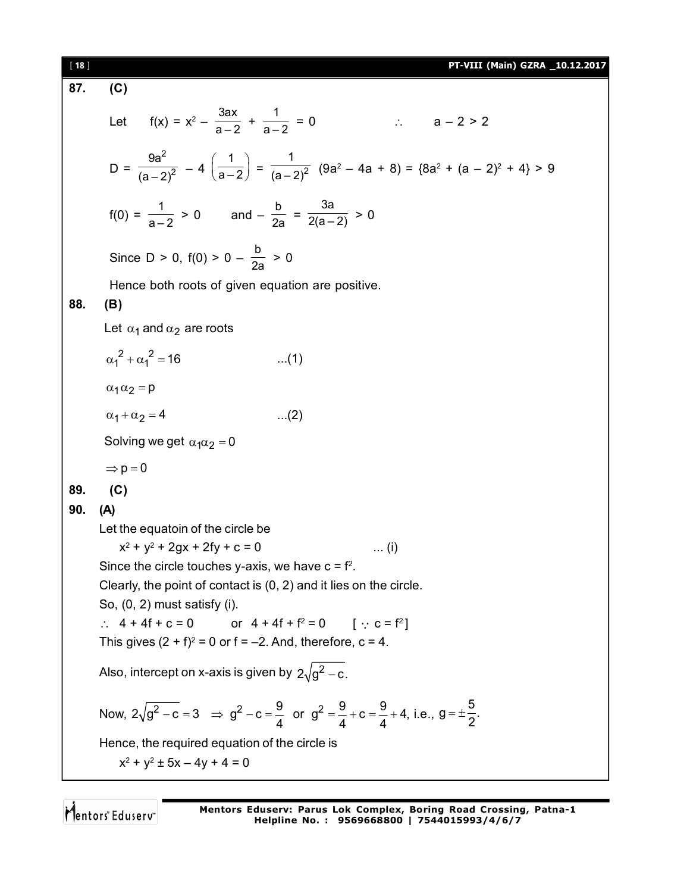**87.** **(C)**

Let $f(x) = x^2 - \frac{3ax}{a-2} + \frac{1}{a-2} = 0$ $\therefore$ $a - 2 > 2$

$$D = \frac{9a^2}{(a-2)^2} - 4\left(\frac{1}{a-2}\right) = \frac{1}{(a-2)^2}\ (9a^2 - 4a + 8) = \{8a^2 + (a-2)^2 + 4\} > 9$$

$f(0) = \frac{1}{a-2} > 0$ and $-\frac{b}{2a} = \frac{3a}{2(a-2)} > 0$

Since $D > 0$, $f(0) > 0 - \frac{b}{2a} > 0$

Hence both roots of given equation are positive.

**88.** **(B)**

Let $\alpha_1$ and $\alpha_2$ are roots

$\alpha_1{}^2 + \alpha_1{}^2 = 16$ ...(1)

$\alpha_1\alpha_2 = p$

$\alpha_1 + \alpha_2 = 4$ ...(2)

Solving we get $\alpha_1\alpha_2 = 0$

$\Rightarrow p = 0$

**89.** **(C)**

**90.** **(A)**

Let the equatoin of the circle be

$x^2 + y^2 + 2gx + 2fy + c = 0$ ... (i)

Since the circle touches y-axis, we have $c = f^2$.

Clearly, the point of contact is (0, 2) and it lies on the circle.

So, (0, 2) must satisfy (i).

$\therefore\ 4 + 4f + c = 0$ or $4 + 4f + f^2 = 0$ $[\because c = f^2]$

This gives $(2 + f)^2 = 0$ or $f = -2$. And, therefore, $c = 4$.

Also, intercept on x-axis is given by $2\sqrt{g^2 - c}$.

Now, $2\sqrt{g^2 - c} = 3 \Rightarrow g^2 - c = \frac{9}{4}$ or $g^2 = \frac{9}{4} + c = \frac{9}{4} + 4$, i.e., $g = \pm\frac{5}{2}$.

Hence, the required equation of the circle is

$x^2 + y^2 \pm 5x - 4y + 4 = 0$